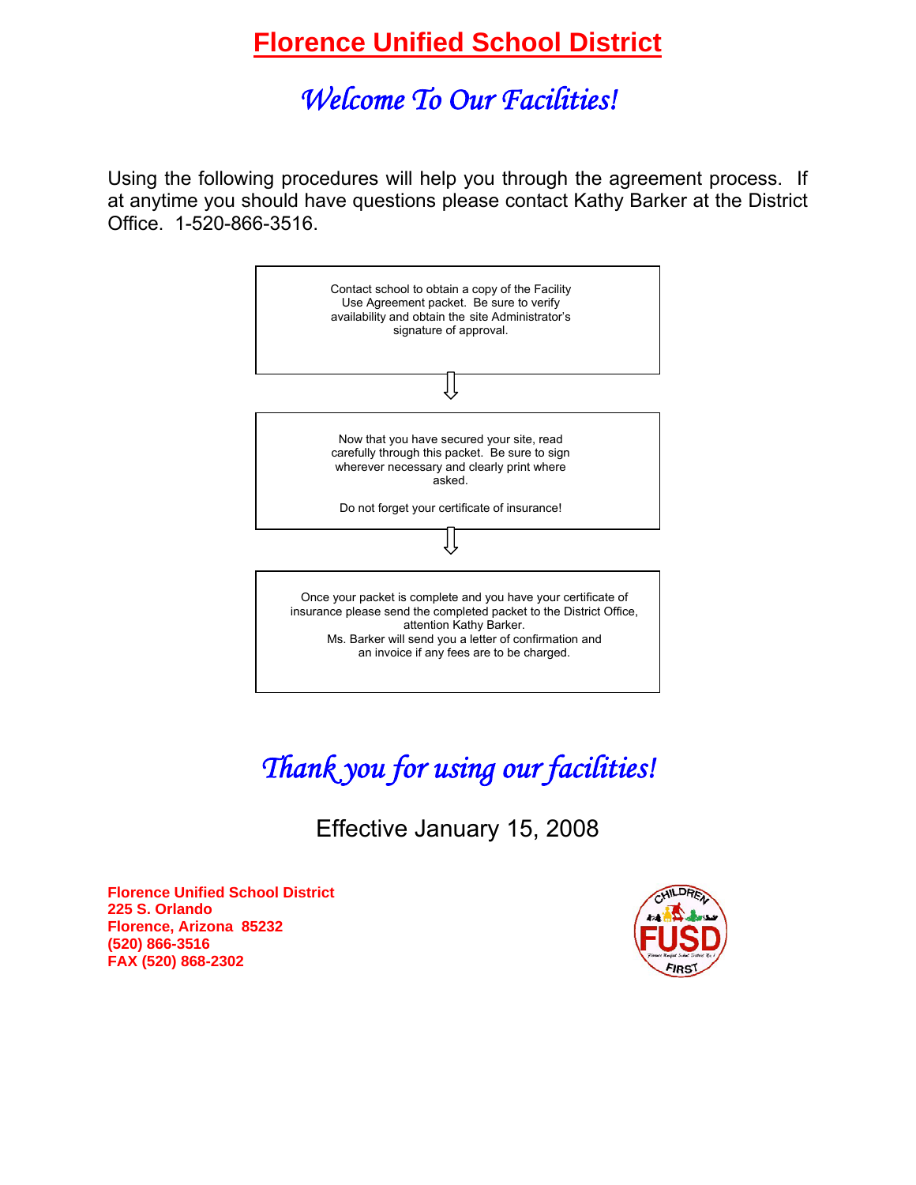# Florence Unified School District

## *Welcome To Our Facilities!*

Using the following procedures will help you through the agreement process. If at anytime you should have questions please contact Kathy Barker at the District Office. 1-520-866-3516.

Contact school to obtain a copy of the Facility Use Agreement packet. Be sure to verify availability and obtain the site Administrator's signature of approval.

⇩

Now that you have secured your site, read carefully through this packet. Be sure to sign wherever necessary and clearly print where asked.

Do not forget your certificate of insurance!

⇩

Once your packet is complete and you have your certificate of insurance please send the completed packet to the District Office, attention Kathy Barker.
Ms. Barker will send you a letter of confirmation and an invoice if any fees are to be charged.

## *Thank you for using our facilities!*

Effective January 15, 2008

**Florence Unified School District**
**225 S. Orlando**
**Florence, Arizona 85232**
**(520) 866-3516**
**FAX (520) 868-2302**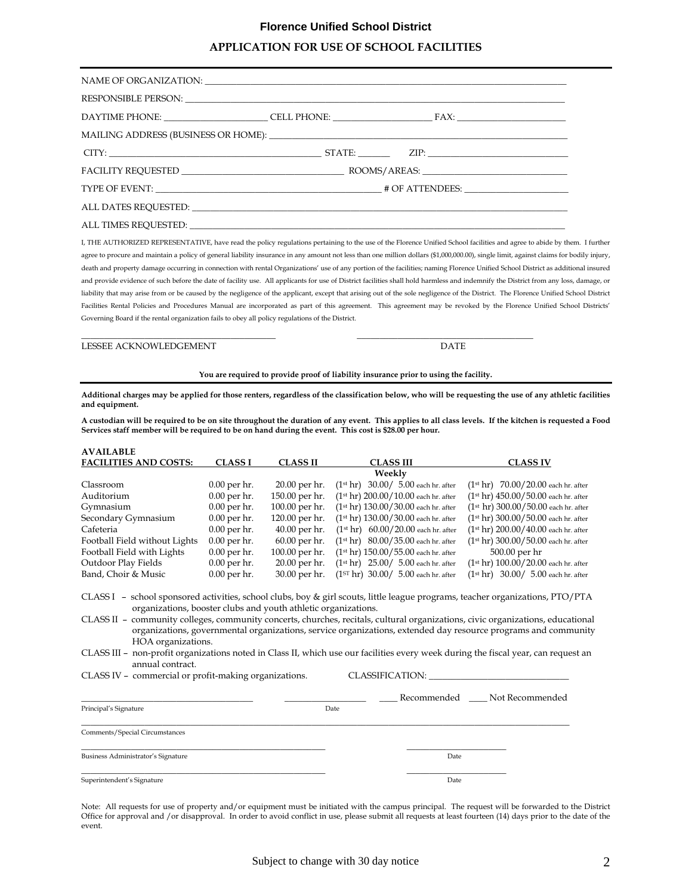# Florence Unified School District

## APPLICATION FOR USE OF SCHOOL FACILITIES

NAME OF ORGANIZATION: ______________________________________________

RESPONSIBLE PERSON: ______________________________________________

DAYTIME PHONE: ____________________ CELL PHONE: ____________________ FAX: ____________________

MAILING ADDRESS (BUSINESS OR HOME): ______________________________________________

CITY: ______________________________ STATE: ________ ZIP: ____________________

FACILITY REQUESTED ______________________________ ROOMS/AREAS: ____________________

TYPE OF EVENT: ______________________________ # OF ATTENDEES: ____________________

ALL DATES REQUESTED: ______________________________________________

ALL TIMES REQUESTED: ______________________________________________

I, THE AUTHORIZED REPRESENTATIVE, have read the policy regulations pertaining to the use of the Florence Unified School facilities and agree to abide by them. I further agree to procure and maintain a policy of general liability insurance in any amount not less than one million dollars ($1,000,000.00), single limit, against claims for bodily injury, death and property damage occurring in connection with rental Organizations' use of any portion of the facilities; naming Florence Unified School District as additional insured and provide evidence of such before the date of facility use. All applicants for use of District facilities shall hold harmless and indemnify the District from any loss, damage, or liability that may arise from or be caused by the negligence of the applicant, except that arising out of the sole negligence of the District. The Florence Unified School District Facilities Rental Policies and Procedures Manual are incorporated as part of this agreement. This agreement may be revoked by the Florence Unified School Districts' Governing Board if the rental organization fails to obey all policy regulations of the District.

______________________________ ______________________________

LESSEE ACKNOWLEDGEMENT DATE

**You are required to provide proof of liability insurance prior to using the facility.**

**Additional charges may be applied for those renters, regardless of the classification below, who will be requesting the use of any athletic facilities and equipment.**

**A custodian will be required to be on site throughout the duration of any event. This applies to all class levels. If the kitchen is requested a Food Services staff member will be required to be on hand during the event. This cost is $28.00 per hour.**

| AVAILABLE FACILITIES AND COSTS: | CLASS I | CLASS II | CLASS III | CLASS IV |
|---|---|---|---|---|
| | | | Weekly | |
| Classroom | 0.00 per hr. | 20.00 per hr. | (1st hr) 30.00/ 5.00 each hr. after | (1st hr) 70.00/20.00 each hr. after |
| Auditorium | 0.00 per hr. | 150.00 per hr. | (1st hr) 200.00/10.00 each hr. after | (1st hr) 450.00/50.00 each hr. after |
| Gymnasium | 0.00 per hr. | 100.00 per hr. | (1st hr) 130.00/30.00 each hr. after | (1st hr) 300.00/50.00 each hr. after |
| Secondary Gymnasium | 0.00 per hr. | 120.00 per hr. | (1st hr) 130.00/30.00 each hr. after | (1st hr) 300.00/50.00 each hr. after |
| Cafeteria | 0.00 per hr. | 40.00 per hr. | (1st hr) 60.00/20.00 each hr. after | (1st hr) 200.00/40.00 each hr. after |
| Football Field without Lights | 0.00 per hr. | 60.00 per hr. | (1st hr) 80.00/35.00 each hr. after | (1st hr) 300.00/50.00 each hr. after |
| Football Field with Lights | 0.00 per hr. | 100.00 per hr. | (1st hr) 150.00/55.00 each hr. after | 500.00 per hr |
| Outdoor Play Fields | 0.00 per hr. | 20.00 per hr. | (1st hr) 25.00/ 5.00 each hr. after | (1st hr) 100.00/20.00 each hr. after |
| Band, Choir & Music | 0.00 per hr. | 30.00 per hr. | (1ST hr) 30.00/ 5.00 each hr. after | (1st hr) 30.00/ 5.00 each hr. after |

CLASS I – school sponsored activities, school clubs, boy & girl scouts, little league programs, teacher organizations, PTO/PTA organizations, booster clubs and youth athletic organizations.

CLASS II – community colleges, community concerts, churches, recitals, cultural organizations, civic organizations, educational organizations, governmental organizations, service organizations, extended day resource programs and community HOA organizations.

CLASS III – non-profit organizations noted in Class II, which use our facilities every week during the fiscal year, can request an annual contract.

CLASS IV – commercial or profit-making organizations. CLASSIFICATION: ____________________

______________________________ ____________________ ____ Recommended ____ Not Recommended

Principal's Signature Date

______________________________________________

Comments/Special Circumstances

______________________________ ____________________

Business Administrator's Signature Date

______________________________ ____________________

Superintendent's Signature Date

Note: All requests for use of property and/or equipment must be initiated with the campus principal. The request will be forwarded to the District Office for approval and /or disapproval. In order to avoid conflict in use, please submit all requests at least fourteen (14) days prior to the date of the event.

Subject to change with 30 day notice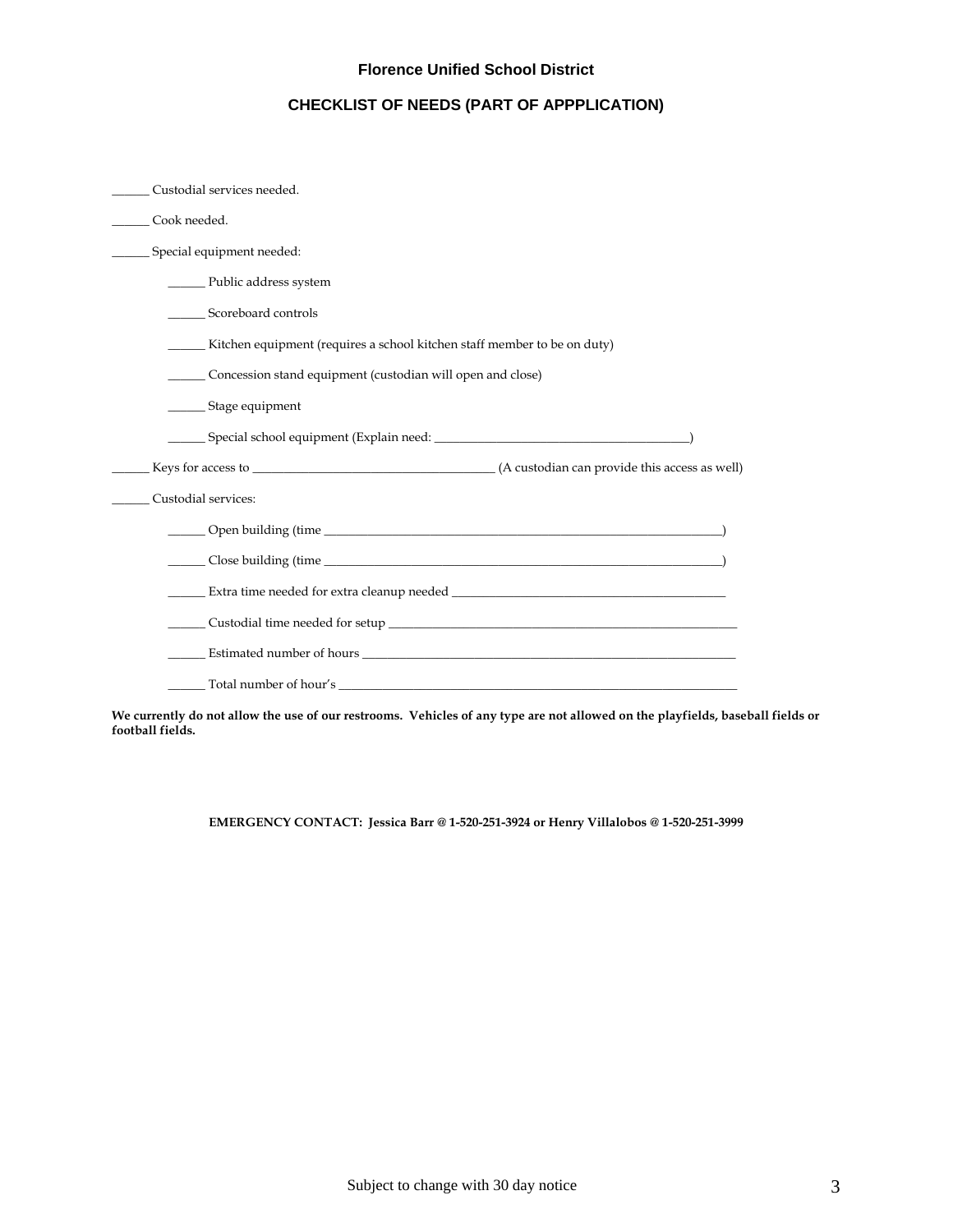# Florence Unified School District

## CHECKLIST OF NEEDS (PART OF APPPLICATION)

______ Custodial services needed.

______ Cook needed.

______ Special equipment needed:

- ______ Public address system
- ______ Scoreboard controls
- ______ Kitchen equipment (requires a school kitchen staff member to be on duty)
- ______ Concession stand equipment (custodian will open and close)
- ______ Stage equipment
- ______ Special school equipment (Explain need: ________________________________________)

______ Keys for access to ______________________________________ (A custodian can provide this access as well)

______ Custodial services:

- ______ Open building (time _________________________________________________________________)
- ______ Close building (time _________________________________________________________________)
- ______ Extra time needed for extra cleanup needed ___________________________________________
- ______ Custodial time needed for setup _________________________________________________________
- ______ Estimated number of hours _____________________________________________________________
- ______ Total number of hour's _______________________________________________________________

**We currently do not allow the use of our restrooms. Vehicles of any type are not allowed on the playfields, baseball fields or football fields.**

**EMERGENCY CONTACT: Jessica Barr @ 1-520-251-3924 or Henry Villalobos @ 1-520-251-3999**

Subject to change with 30 day notice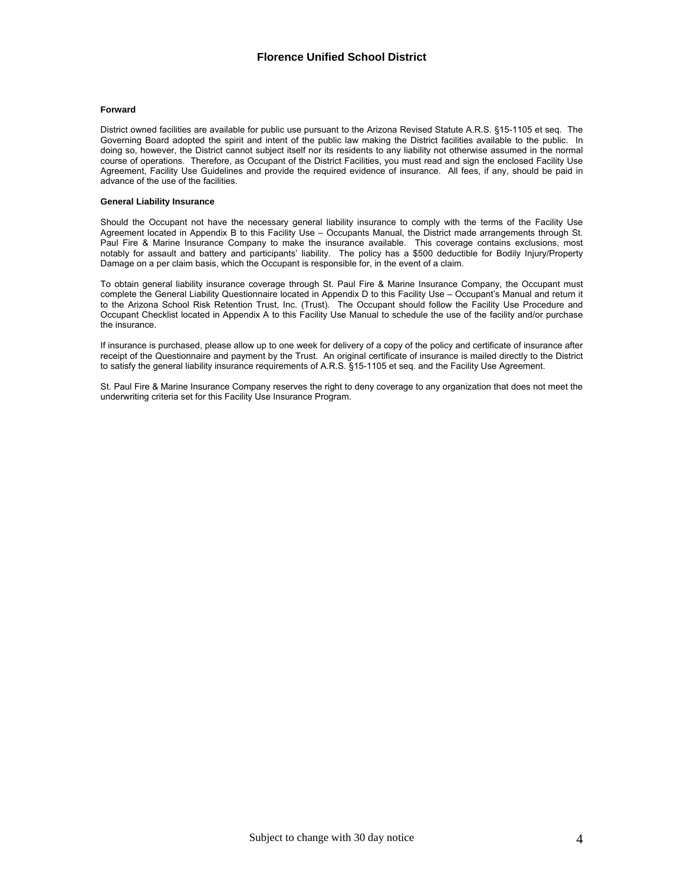## Forward

District owned facilities are available for public use pursuant to the Arizona Revised Statute A.R.S. §15-1105 et seq. The Governing Board adopted the spirit and intent of the public law making the District facilities available to the public. In doing so, however, the District cannot subject itself nor its residents to any liability not otherwise assumed in the normal course of operations. Therefore, as Occupant of the District Facilities, you must read and sign the enclosed Facility Use Agreement, Facility Use Guidelines and provide the required evidence of insurance. All fees, if any, should be paid in advance of the use of the facilities.

## General Liability Insurance

Should the Occupant not have the necessary general liability insurance to comply with the terms of the Facility Use Agreement located in Appendix B to this Facility Use – Occupants Manual, the District made arrangements through St. Paul Fire & Marine Insurance Company to make the insurance available. This coverage contains exclusions, most notably for assault and battery and participants' liability. The policy has a $500 deductible for Bodily Injury/Property Damage on a per claim basis, which the Occupant is responsible for, in the event of a claim.

To obtain general liability insurance coverage through St. Paul Fire & Marine Insurance Company, the Occupant must complete the General Liability Questionnaire located in Appendix D to this Facility Use – Occupant's Manual and return it to the Arizona School Risk Retention Trust, Inc. (Trust). The Occupant should follow the Facility Use Procedure and Occupant Checklist located in Appendix A to this Facility Use Manual to schedule the use of the facility and/or purchase the insurance.

If insurance is purchased, please allow up to one week for delivery of a copy of the policy and certificate of insurance after receipt of the Questionnaire and payment by the Trust. An original certificate of insurance is mailed directly to the District to satisfy the general liability insurance requirements of A.R.S. §15-1105 et seq. and the Facility Use Agreement.

St. Paul Fire & Marine Insurance Company reserves the right to deny coverage to any organization that does not meet the underwriting criteria set for this Facility Use Insurance Program.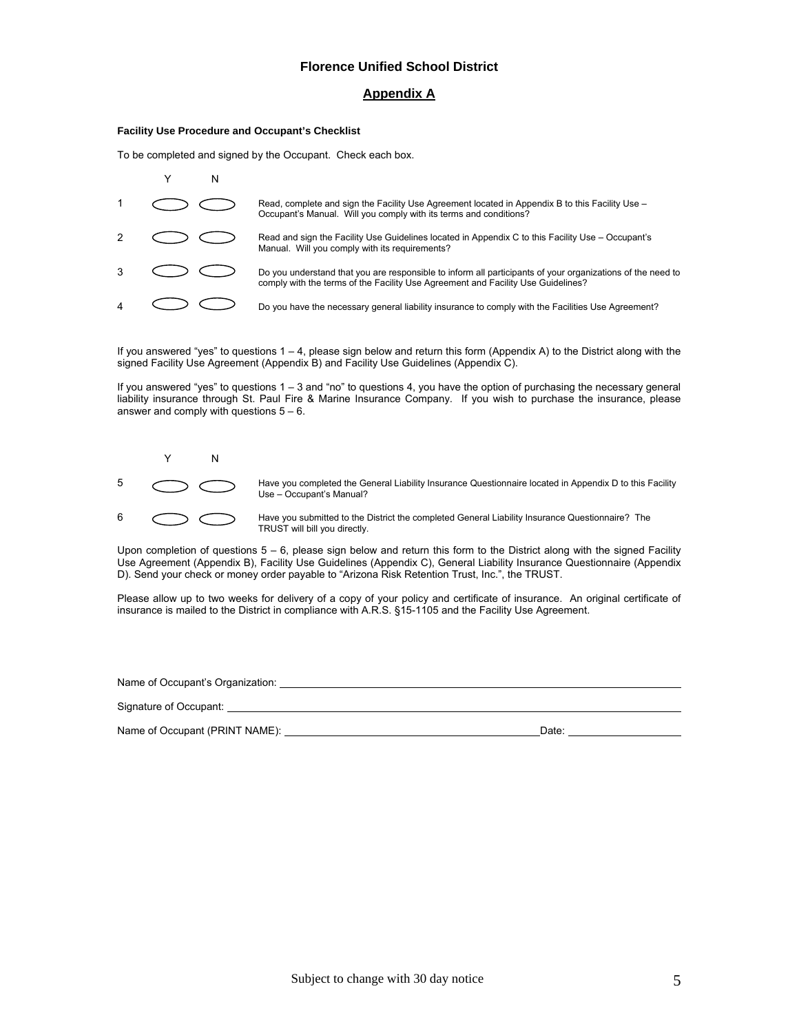# Florence Unified School District

## Appendix A

**Facility Use Procedure and Occupant's Checklist**

To be completed and signed by the Occupant. Check each box.

| # | Y | N | |
|---|---|---|---|
| 1 | ⬭ | ⬭ | Read, complete and sign the Facility Use Agreement located in Appendix B to this Facility Use – Occupant's Manual. Will you comply with its terms and conditions? |
| 2 | ⬭ | ⬭ | Read and sign the Facility Use Guidelines located in Appendix C to this Facility Use – Occupant's Manual. Will you comply with its requirements? |
| 3 | ⬭ | ⬭ | Do you understand that you are responsible to inform all participants of your organizations of the need to comply with the terms of the Facility Use Agreement and Facility Use Guidelines? |
| 4 | ⬭ | ⬭ | Do you have the necessary general liability insurance to comply with the Facilities Use Agreement? |

If you answered "yes" to questions 1 – 4, please sign below and return this form (Appendix A) to the District along with the signed Facility Use Agreement (Appendix B) and Facility Use Guidelines (Appendix C).

If you answered "yes" to questions 1 – 3 and "no" to questions 4, you have the option of purchasing the necessary general liability insurance through St. Paul Fire & Marine Insurance Company. If you wish to purchase the insurance, please answer and comply with questions 5 – 6.

| # | Y | N | |
|---|---|---|---|
| 5 | ⬭ | ⬭ | Have you completed the General Liability Insurance Questionnaire located in Appendix D to this Facility Use – Occupant's Manual? |
| 6 | ⬭ | ⬭ | Have you submitted to the District the completed General Liability Insurance Questionnaire? The TRUST will bill you directly. |

Upon completion of questions 5 – 6, please sign below and return this form to the District along with the signed Facility Use Agreement (Appendix B), Facility Use Guidelines (Appendix C), General Liability Insurance Questionnaire (Appendix D). Send your check or money order payable to "Arizona Risk Retention Trust, Inc.", the TRUST.

Please allow up to two weeks for delivery of a copy of your policy and certificate of insurance. An original certificate of insurance is mailed to the District in compliance with A.R.S. §15-1105 and the Facility Use Agreement.

Name of Occupant's Organization: \_\_\_\_\_\_\_\_\_\_\_\_\_\_\_\_\_\_\_\_\_\_\_\_\_\_\_\_\_\_\_\_\_\_\_\_\_\_\_\_

Signature of Occupant: \_\_\_\_\_\_\_\_\_\_\_\_\_\_\_\_\_\_\_\_\_\_\_\_\_\_\_\_\_\_\_\_\_\_\_\_\_\_\_\_

Name of Occupant (PRINT NAME): \_\_\_\_\_\_\_\_\_\_\_\_\_\_\_\_\_\_\_\_\_\_\_\_\_\_\_\_ Date: \_\_\_\_\_\_\_\_\_\_\_\_

Subject to change with 30 day notice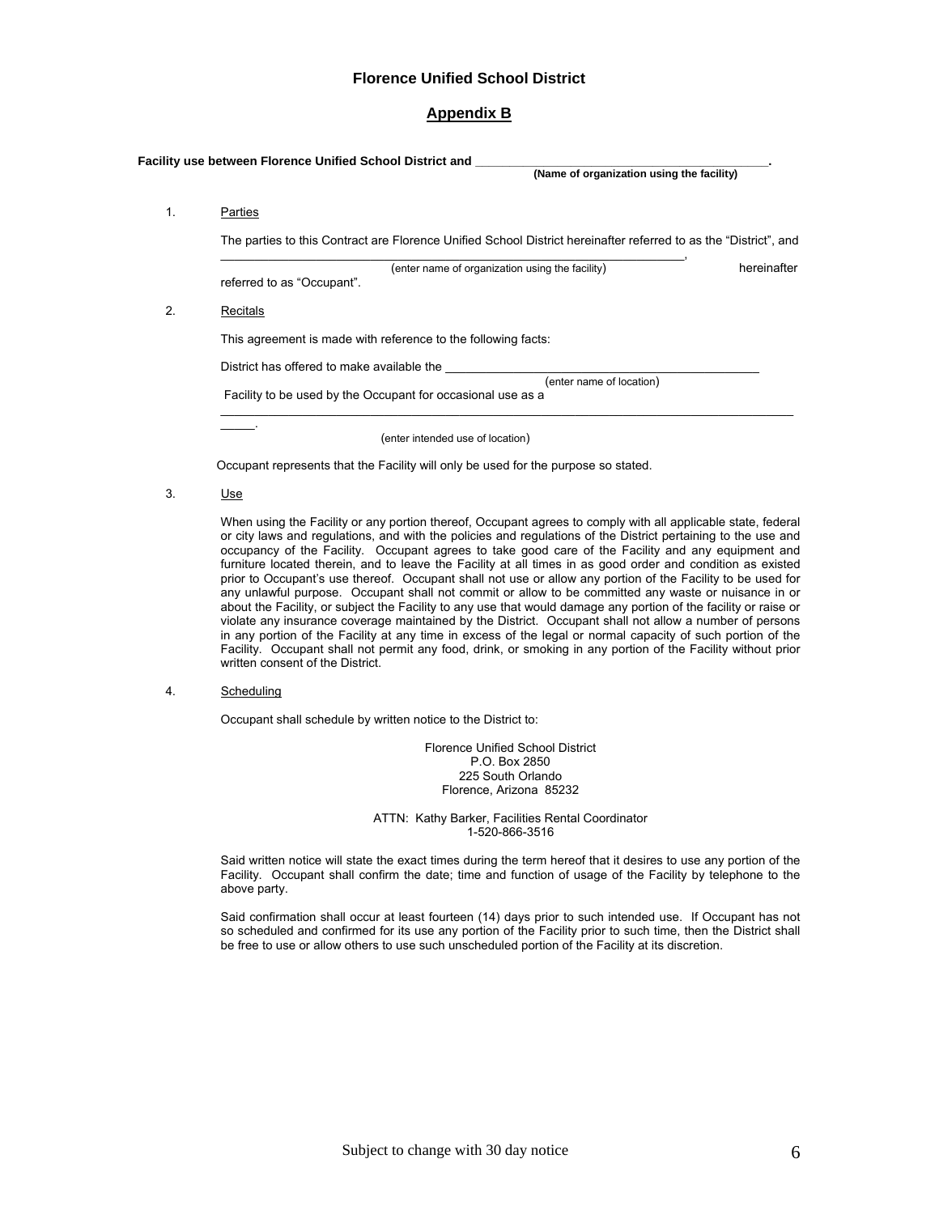**Florence Unified School District**

## Appendix B

**Facility use between Florence Unified School District and \_\_\_\_\_\_\_\_\_\_\_\_\_\_\_\_\_\_\_\_\_\_\_\_\_\_\_\_\_\_\_\_\_\_\_\_\_\_\_\_\_.**
**(Name of organization using the facility)**

1. Parties

   The parties to this Contract are Florence Unified School District hereinafter referred to as the "District", and \_\_\_\_\_\_\_\_\_\_\_\_\_\_\_\_\_\_\_\_\_\_\_\_\_\_\_\_\_\_\_\_\_\_\_\_\_\_\_\_\_\_\_\_\_\_\_\_\_\_\_\_\_\_\_\_\_\_\_\_\_\_\_\_\_\_\_\_\_\_\_\_\_\_\_\_\_\_\_,
   (enter name of organization using the facility) hereinafter referred to as "Occupant".

2. Recitals

   This agreement is made with reference to the following facts:

   District has offered to make available the \_\_\_\_\_\_\_\_\_\_\_\_\_\_\_\_\_\_\_\_\_\_\_\_\_\_\_\_\_\_\_\_\_\_\_\_\_\_\_\_\_\_\_\_\_\_
   (enter name of location)
   Facility to be used by the Occupant for occasional use as a \_\_\_\_\_\_\_\_\_\_\_\_\_\_\_\_\_\_\_\_\_\_\_\_\_\_\_\_\_\_\_\_\_\_\_\_\_\_\_\_\_\_\_\_\_\_\_\_\_\_\_\_\_\_\_\_\_\_\_\_\_\_\_\_\_\_\_\_\_\_\_\_\_\_\_\_\_\_\_\_\_\_\_\_\_\_\_\_\_\_\_\_\_\_\_\_\_\_\_\_\_\_\_\_.
   (enter intended use of location)

   Occupant represents that the Facility will only be used for the purpose so stated.

3. Use

   When using the Facility or any portion thereof, Occupant agrees to comply with all applicable state, federal or city laws and regulations, and with the policies and regulations of the District pertaining to the use and occupancy of the Facility. Occupant agrees to take good care of the Facility and any equipment and furniture located therein, and to leave the Facility at all times in as good order and condition as existed prior to Occupant's use thereof. Occupant shall not use or allow any portion of the Facility to be used for any unlawful purpose. Occupant shall not commit or allow to be committed any waste or nuisance in or about the Facility, or subject the Facility to any use that would damage any portion of the facility or raise or violate any insurance coverage maintained by the District. Occupant shall not allow a number of persons in any portion of the Facility at any time in excess of the legal or normal capacity of such portion of the Facility. Occupant shall not permit any food, drink, or smoking in any portion of the Facility without prior written consent of the District.

4. Scheduling

   Occupant shall schedule by written notice to the District to:

   Florence Unified School District
   P.O. Box 2850
   225 South Orlando
   Florence, Arizona 85232

   ATTN: Kathy Barker, Facilities Rental Coordinator
   1-520-866-3516

   Said written notice will state the exact times during the term hereof that it desires to use any portion of the Facility. Occupant shall confirm the date; time and function of usage of the Facility by telephone to the above party.

   Said confirmation shall occur at least fourteen (14) days prior to such intended use. If Occupant has not so scheduled and confirmed for its use any portion of the Facility prior to such time, then the District shall be free to use or allow others to use such unscheduled portion of the Facility at its discretion.

Subject to change with 30 day notice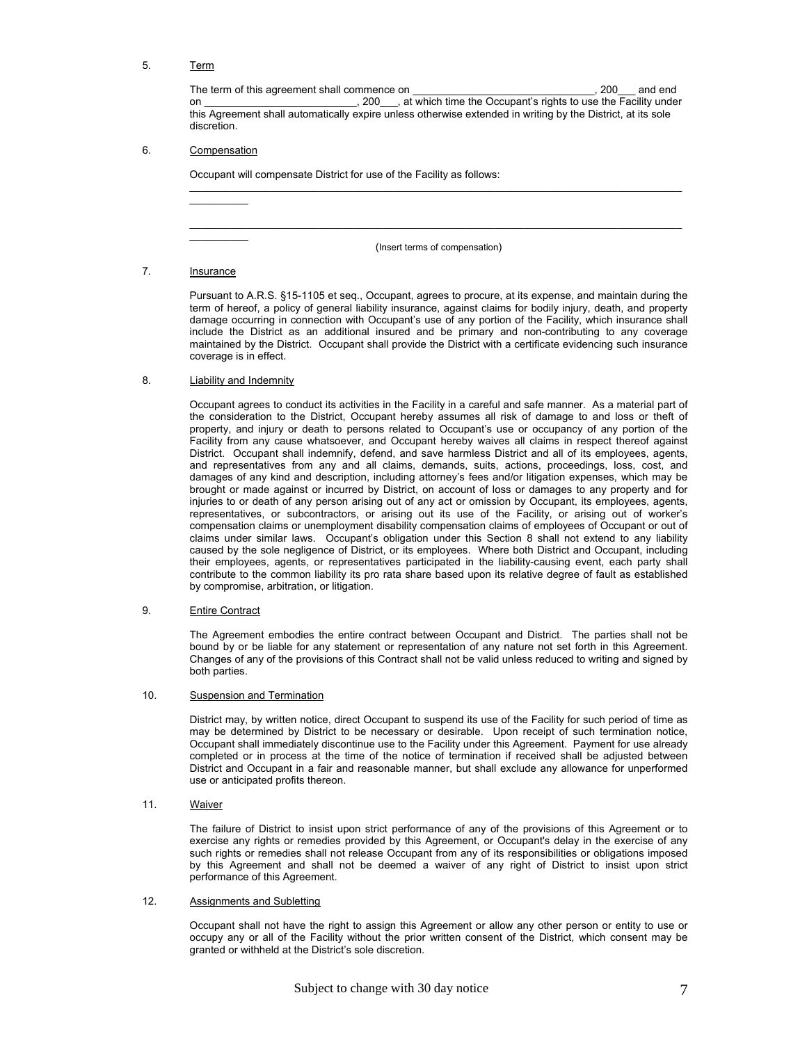5. Term

The term of this agreement shall commence on _______________________________, 200___ and end on __________________________, 200___, at which time the Occupant's rights to use the Facility under this Agreement shall automatically expire unless otherwise extended in writing by the District, at its sole discretion.

6. Compensation

Occupant will compensate District for use of the Facility as follows:

______________________________________________________________________________________________

______________________________________________________________________________________________

(Insert terms of compensation)

7. Insurance

Pursuant to A.R.S. §15-1105 et seq., Occupant, agrees to procure, at its expense, and maintain during the term of hereof, a policy of general liability insurance, against claims for bodily injury, death, and property damage occurring in connection with Occupant's use of any portion of the Facility, which insurance shall include the District as an additional insured and be primary and non-contributing to any coverage maintained by the District. Occupant shall provide the District with a certificate evidencing such insurance coverage is in effect.

8. Liability and Indemnity

Occupant agrees to conduct its activities in the Facility in a careful and safe manner. As a material part of the consideration to the District, Occupant hereby assumes all risk of damage to and loss or theft of property, and injury or death to persons related to Occupant's use or occupancy of any portion of the Facility from any cause whatsoever, and Occupant hereby waives all claims in respect thereof against District. Occupant shall indemnify, defend, and save harmless District and all of its employees, agents, and representatives from any and all claims, demands, suits, actions, proceedings, loss, cost, and damages of any kind and description, including attorney's fees and/or litigation expenses, which may be brought or made against or incurred by District, on account of loss or damages to any property and for injuries to or death of any person arising out of any act or omission by Occupant, its employees, agents, representatives, or subcontractors, or arising out its use of the Facility, or arising out of worker's compensation claims or unemployment disability compensation claims of employees of Occupant or out of claims under similar laws. Occupant's obligation under this Section 8 shall not extend to any liability caused by the sole negligence of District, or its employees. Where both District and Occupant, including their employees, agents, or representatives participated in the liability-causing event, each party shall contribute to the common liability its pro rata share based upon its relative degree of fault as established by compromise, arbitration, or litigation.

9. Entire Contract

The Agreement embodies the entire contract between Occupant and District. The parties shall not be bound by or be liable for any statement or representation of any nature not set forth in this Agreement. Changes of any of the provisions of this Contract shall not be valid unless reduced to writing and signed by both parties.

10. Suspension and Termination

District may, by written notice, direct Occupant to suspend its use of the Facility for such period of time as may be determined by District to be necessary or desirable. Upon receipt of such termination notice, Occupant shall immediately discontinue use to the Facility under this Agreement. Payment for use already completed or in process at the time of the notice of termination if received shall be adjusted between District and Occupant in a fair and reasonable manner, but shall exclude any allowance for unperformed use or anticipated profits thereon.

11. Waiver

The failure of District to insist upon strict performance of any of the provisions of this Agreement or to exercise any rights or remedies provided by this Agreement, or Occupant's delay in the exercise of any such rights or remedies shall not release Occupant from any of its responsibilities or obligations imposed by this Agreement and shall not be deemed a waiver of any right of District to insist upon strict performance of this Agreement.

12. Assignments and Subletting

Occupant shall not have the right to assign this Agreement or allow any other person or entity to use or occupy any or all of the Facility without the prior written consent of the District, which consent may be granted or withheld at the District's sole discretion.

Subject to change with 30 day notice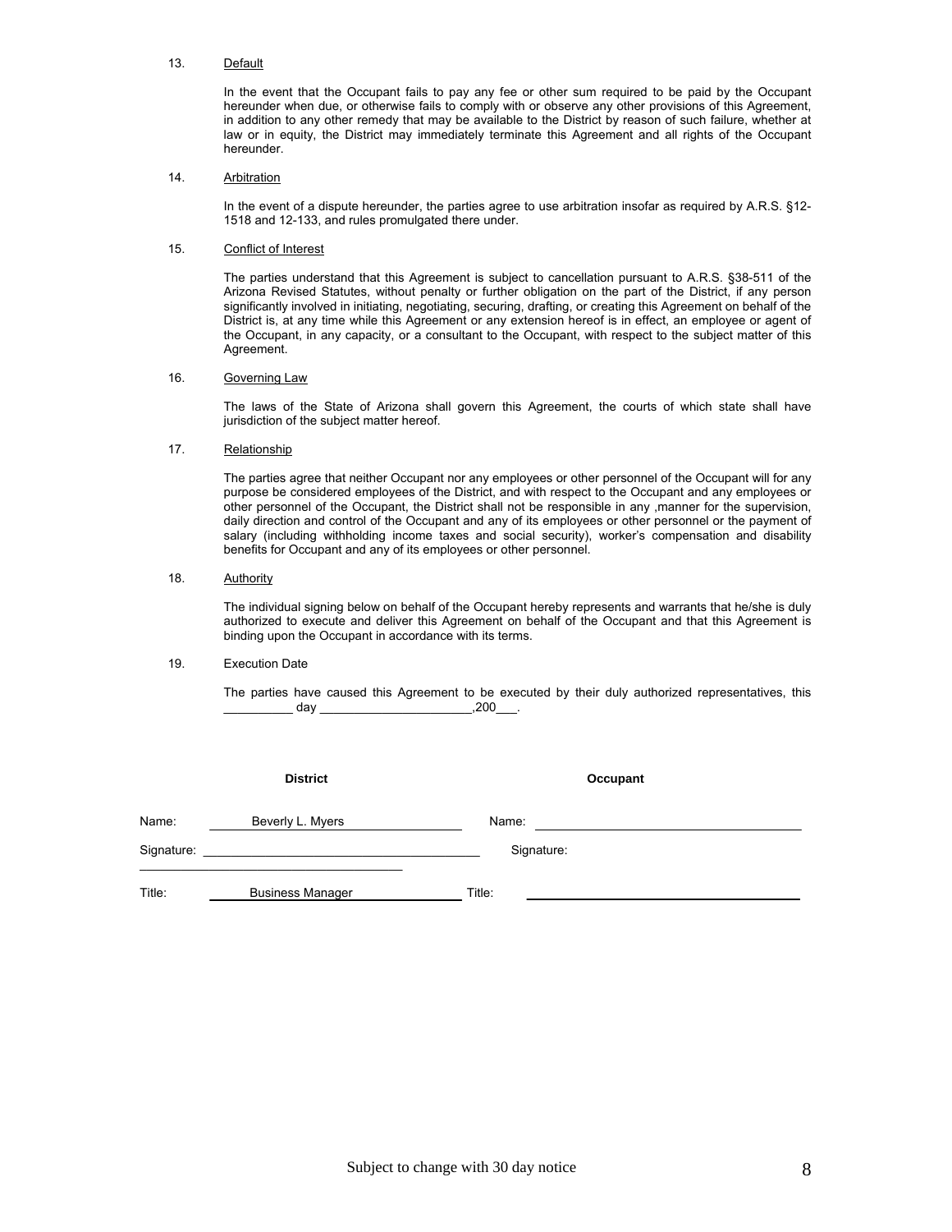13. Default

In the event that the Occupant fails to pay any fee or other sum required to be paid by the Occupant hereunder when due, or otherwise fails to comply with or observe any other provisions of this Agreement, in addition to any other remedy that may be available to the District by reason of such failure, whether at law or in equity, the District may immediately terminate this Agreement and all rights of the Occupant hereunder.

14. Arbitration

In the event of a dispute hereunder, the parties agree to use arbitration insofar as required by A.R.S. §12-1518 and 12-133, and rules promulgated there under.

15. Conflict of Interest

The parties understand that this Agreement is subject to cancellation pursuant to A.R.S. §38-511 of the Arizona Revised Statutes, without penalty or further obligation on the part of the District, if any person significantly involved in initiating, negotiating, securing, drafting, or creating this Agreement on behalf of the District is, at any time while this Agreement or any extension hereof is in effect, an employee or agent of the Occupant, in any capacity, or a consultant to the Occupant, with respect to the subject matter of this Agreement.

16. Governing Law

The laws of the State of Arizona shall govern this Agreement, the courts of which state shall have jurisdiction of the subject matter hereof.

17. Relationship

The parties agree that neither Occupant nor any employees or other personnel of the Occupant will for any purpose be considered employees of the District, and with respect to the Occupant and any employees or other personnel of the Occupant, the District shall not be responsible in any ,manner for the supervision, daily direction and control of the Occupant and any of its employees or other personnel or the payment of salary (including withholding income taxes and social security), worker's compensation and disability benefits for Occupant and any of its employees or other personnel.

18. Authority

The individual signing below on behalf of the Occupant hereby represents and warrants that he/she is duly authorized to execute and deliver this Agreement on behalf of the Occupant and that this Agreement is binding upon the Occupant in accordance with its terms.

19. Execution Date

The parties have caused this Agreement to be executed by their duly authorized representatives, this __________ day ______________________,200___.

| | District | | Occupant |
|---|---|---|---|
| Name: | Beverly L. Myers | Name: | |
| Signature: | | Signature: | |
| Title: | Business Manager | Title: | |

Subject to change with 30 day notice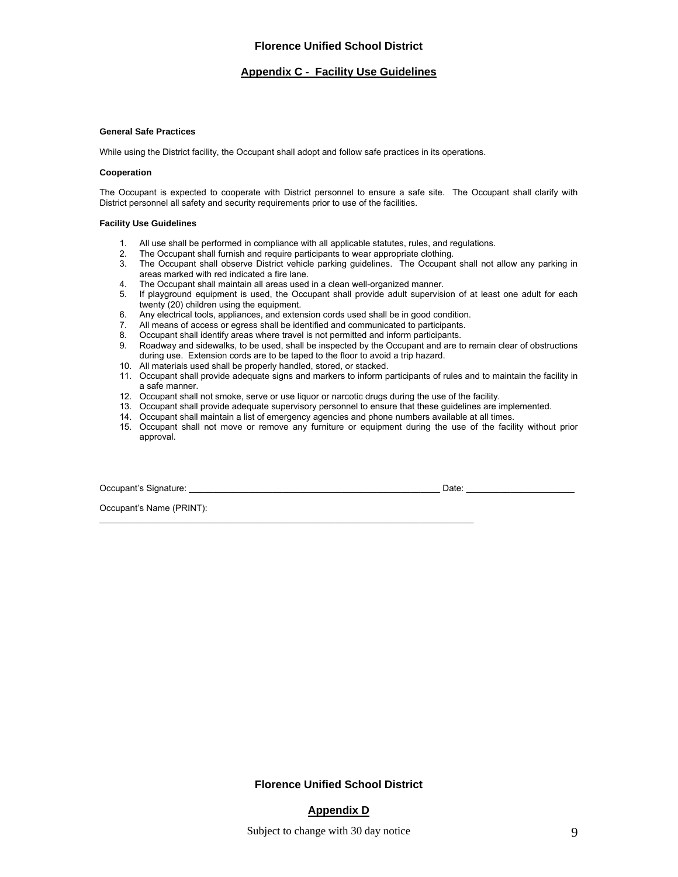# Florence Unified School District

## Appendix C - Facility Use Guidelines

**General Safe Practices**

While using the District facility, the Occupant shall adopt and follow safe practices in its operations.

**Cooperation**

The Occupant is expected to cooperate with District personnel to ensure a safe site. The Occupant shall clarify with District personnel all safety and security requirements prior to use of the facilities.

**Facility Use Guidelines**

1. All use shall be performed in compliance with all applicable statutes, rules, and regulations.
2. The Occupant shall furnish and require participants to wear appropriate clothing.
3. The Occupant shall observe District vehicle parking guidelines. The Occupant shall not allow any parking in areas marked with red indicated a fire lane.
4. The Occupant shall maintain all areas used in a clean well-organized manner.
5. If playground equipment is used, the Occupant shall provide adult supervision of at least one adult for each twenty (20) children using the equipment.
6. Any electrical tools, appliances, and extension cords used shall be in good condition.
7. All means of access or egress shall be identified and communicated to participants.
8. Occupant shall identify areas where travel is not permitted and inform participants.
9. Roadway and sidewalks, to be used, shall be inspected by the Occupant and are to remain clear of obstructions during use. Extension cords are to be taped to the floor to avoid a trip hazard.
10. All materials used shall be properly handled, stored, or stacked.
11. Occupant shall provide adequate signs and markers to inform participants of rules and to maintain the facility in a safe manner.
12. Occupant shall not smoke, serve or use liquor or narcotic drugs during the use of the facility.
13. Occupant shall provide adequate supervisory personnel to ensure that these guidelines are implemented.
14. Occupant shall maintain a list of emergency agencies and phone numbers available at all times.
15. Occupant shall not move or remove any furniture or equipment during the use of the facility without prior approval.

Occupant's Signature: ____________________________________________________ Date: _____________________

Occupant's Name (PRINT): ____________________________________________________________________________

# Florence Unified School District

## Appendix D

Subject to change with 30 day notice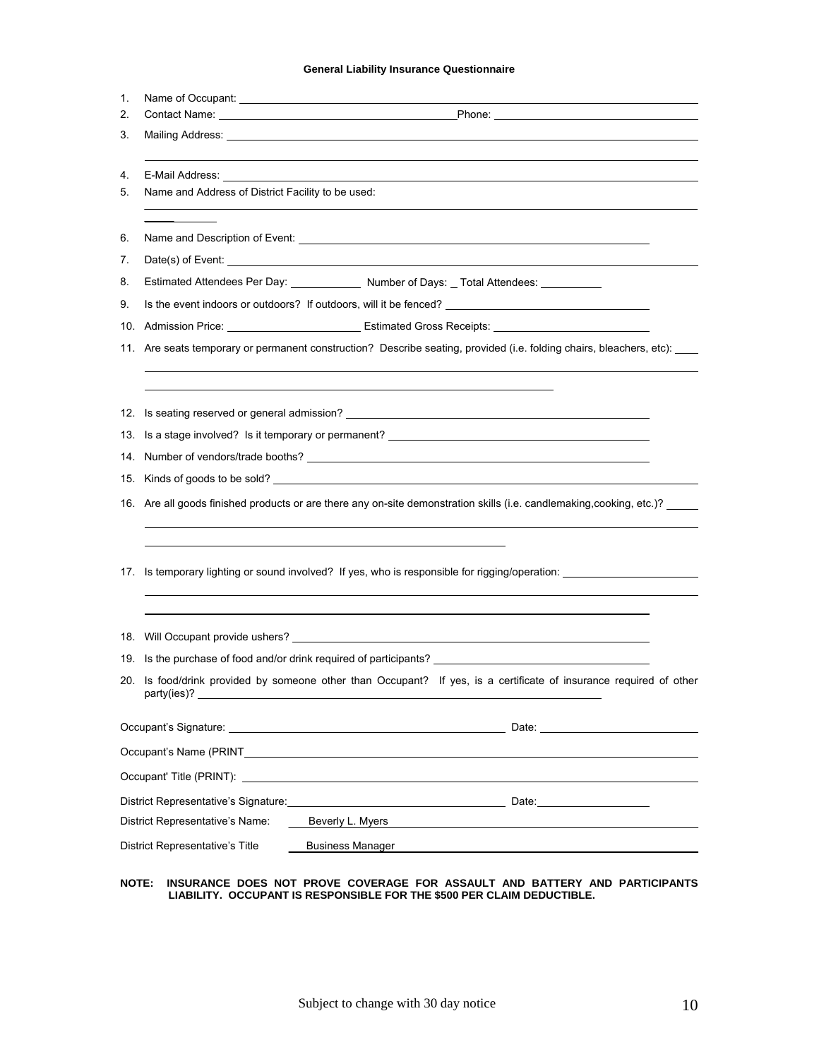# General Liability Insurance Questionnaire

1. Name of Occupant: \_\_\_\_\_\_\_\_\_\_\_\_\_\_\_\_\_\_\_\_
2. Contact Name: \_\_\_\_\_\_\_\_\_\_\_\_\_\_\_\_\_\_\_\_ Phone: \_\_\_\_\_\_\_\_\_\_\_\_\_\_\_\_\_\_\_\_
3. Mailing Address: \_\_\_\_\_\_\_\_\_\_\_\_\_\_\_\_\_\_\_\_
4. E-Mail Address: \_\_\_\_\_\_\_\_\_\_\_\_\_\_\_\_\_\_\_\_
5. Name and Address of District Facility to be used: \_\_\_\_\_\_\_\_\_\_\_\_\_\_\_\_\_\_\_\_
6. Name and Description of Event: \_\_\_\_\_\_\_\_\_\_\_\_\_\_\_\_\_\_\_\_
7. Date(s) of Event: \_\_\_\_\_\_\_\_\_\_\_\_\_\_\_\_\_\_\_\_
8. Estimated Attendees Per Day: \_\_\_\_\_\_\_\_\_\_ Number of Days: \_ Total Attendees: \_\_\_\_\_\_\_\_\_\_
9. Is the event indoors or outdoors? If outdoors, will it be fenced? \_\_\_\_\_\_\_\_\_\_\_\_\_\_\_\_\_\_\_\_
10. Admission Price: \_\_\_\_\_\_\_\_\_\_\_\_\_\_\_\_\_\_\_\_ Estimated Gross Receipts: \_\_\_\_\_\_\_\_\_\_\_\_\_\_\_\_\_\_\_\_
11. Are seats temporary or permanent construction? Describe seating, provided (i.e. folding chairs, bleachers, etc): \_\_\_\_\_\_\_\_\_\_\_\_\_\_\_\_\_\_\_\_
12. Is seating reserved or general admission? \_\_\_\_\_\_\_\_\_\_\_\_\_\_\_\_\_\_\_\_
13. Is a stage involved? Is it temporary or permanent? \_\_\_\_\_\_\_\_\_\_\_\_\_\_\_\_\_\_\_\_
14. Number of vendors/trade booths? \_\_\_\_\_\_\_\_\_\_\_\_\_\_\_\_\_\_\_\_
15. Kinds of goods to be sold? \_\_\_\_\_\_\_\_\_\_\_\_\_\_\_\_\_\_\_\_
16. Are all goods finished products or are there any on-site demonstration skills (i.e. candlemaking,cooking, etc.)? \_\_\_\_\_\_\_\_\_\_\_\_\_\_\_\_\_\_\_\_
17. Is temporary lighting or sound involved? If yes, who is responsible for rigging/operation: \_\_\_\_\_\_\_\_\_\_\_\_\_\_\_\_\_\_\_\_
18. Will Occupant provide ushers? \_\_\_\_\_\_\_\_\_\_\_\_\_\_\_\_\_\_\_\_
19. Is the purchase of food and/or drink required of participants? \_\_\_\_\_\_\_\_\_\_\_\_\_\_\_\_\_\_\_\_
20. Is food/drink provided by someone other than Occupant? If yes, is a certificate of insurance required of other party(ies)? \_\_\_\_\_\_\_\_\_\_\_\_\_\_\_\_\_\_\_\_

Occupant's Signature: \_\_\_\_\_\_\_\_\_\_\_\_\_\_\_\_\_\_\_\_ Date: \_\_\_\_\_\_\_\_\_\_\_\_\_\_\_\_\_\_\_\_

Occupant's Name (PRINT \_\_\_\_\_\_\_\_\_\_\_\_\_\_\_\_\_\_\_\_

Occupant' Title (PRINT): \_\_\_\_\_\_\_\_\_\_\_\_\_\_\_\_\_\_\_\_

District Representative's Signature: \_\_\_\_\_\_\_\_\_\_\_\_\_\_\_\_\_\_\_\_ Date: \_\_\_\_\_\_\_\_\_\_\_\_\_\_\_\_\_\_\_\_

District Representative's Name: Beverly L. Myers

District Representative's Title Business Manager

**NOTE: INSURANCE DOES NOT PROVE COVERAGE FOR ASSAULT AND BATTERY AND PARTICIPANTS LIABILITY. OCCUPANT IS RESPONSIBLE FOR THE $500 PER CLAIM DEDUCTIBLE.**

Subject to change with 30 day notice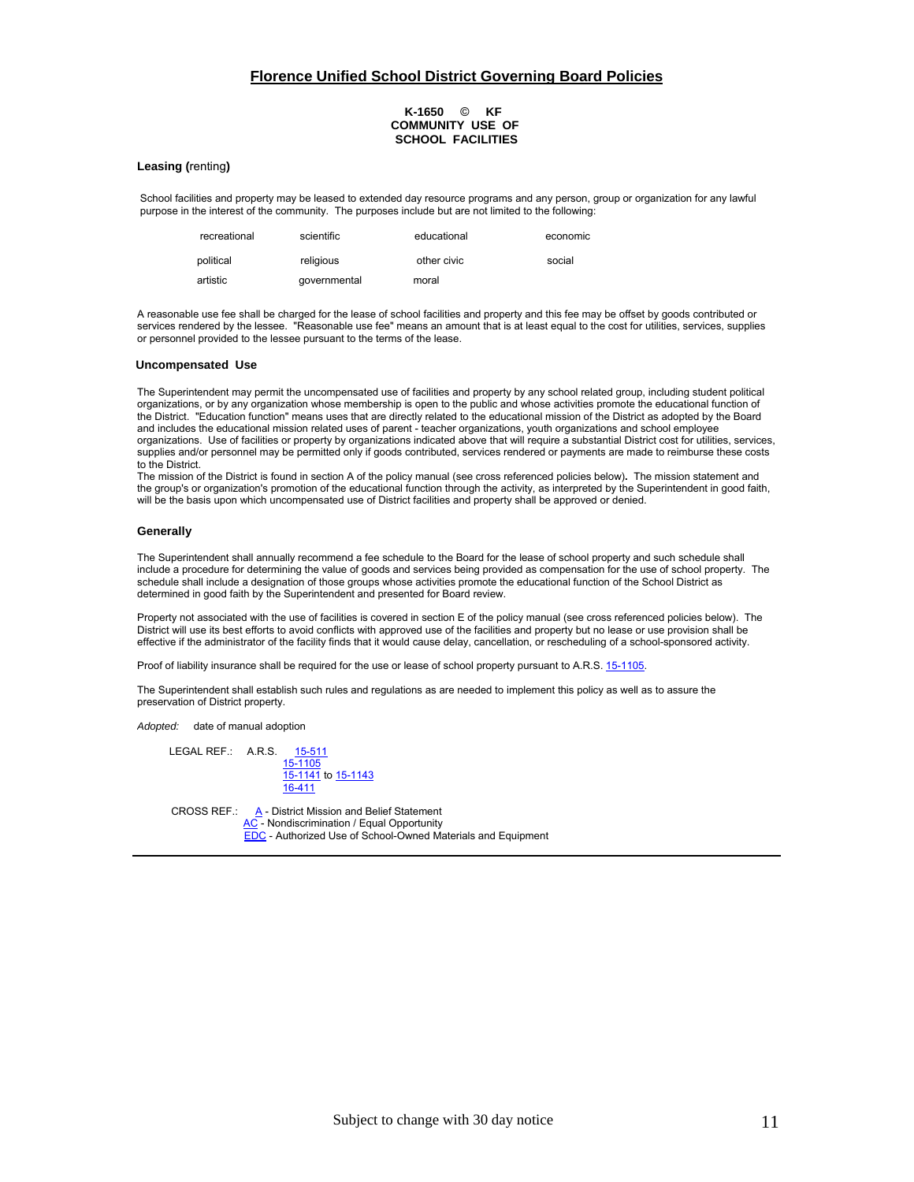# Florence Unified School District Governing Board Policies

**K-1650 © KF**
**COMMUNITY USE OF SCHOOL FACILITIES**

## Leasing (renting)

School facilities and property may be leased to extended day resource programs and any person, group or organization for any lawful purpose in the interest of the community. The purposes include but are not limited to the following:

| | | | |
|---|---|---|---|
| recreational | scientific | educational | economic |
| political | religious | other civic | social |
| artistic | governmental | moral | |

A reasonable use fee shall be charged for the lease of school facilities and property and this fee may be offset by goods contributed or services rendered by the lessee. "Reasonable use fee" means an amount that is at least equal to the cost for utilities, services, supplies or personnel provided to the lessee pursuant to the terms of the lease.

## Uncompensated Use

The Superintendent may permit the uncompensated use of facilities and property by any school related group, including student political organizations, or by any organization whose membership is open to the public and whose activities promote the educational function of the District. "Education function" means uses that are directly related to the educational mission of the District as adopted by the Board and includes the educational mission related uses of parent - teacher organizations, youth organizations and school employee organizations. Use of facilities or property by organizations indicated above that will require a substantial District cost for utilities, services, supplies and/or personnel may be permitted only if goods contributed, services rendered or payments are made to reimburse these costs to the District.

The mission of the District is found in section A of the policy manual (see cross referenced policies below). The mission statement and the group's or organization's promotion of the educational function through the activity, as interpreted by the Superintendent in good faith, will be the basis upon which uncompensated use of District facilities and property shall be approved or denied.

## Generally

The Superintendent shall annually recommend a fee schedule to the Board for the lease of school property and such schedule shall include a procedure for determining the value of goods and services being provided as compensation for the use of school property. The schedule shall include a designation of those groups whose activities promote the educational function of the School District as determined in good faith by the Superintendent and presented for Board review.

Property not associated with the use of facilities is covered in section E of the policy manual (see cross referenced policies below). The District will use its best efforts to avoid conflicts with approved use of the facilities and property but no lease or use provision shall be effective if the administrator of the facility finds that it would cause delay, cancellation, or rescheduling of a school-sponsored activity.

Proof of liability insurance shall be required for the use or lease of school property pursuant to A.R.S. 15-1105.

The Superintendent shall establish such rules and regulations as are needed to implement this policy as well as to assure the preservation of District property.

*Adopted:* date of manual adoption

LEGAL REF.: A.R.S. 15-511
15-1105
15-1141 to 15-1143
16-411

CROSS REF.: A - District Mission and Belief Statement
AC - Nondiscrimination / Equal Opportunity
EDC - Authorized Use of School-Owned Materials and Equipment

Subject to change with 30 day notice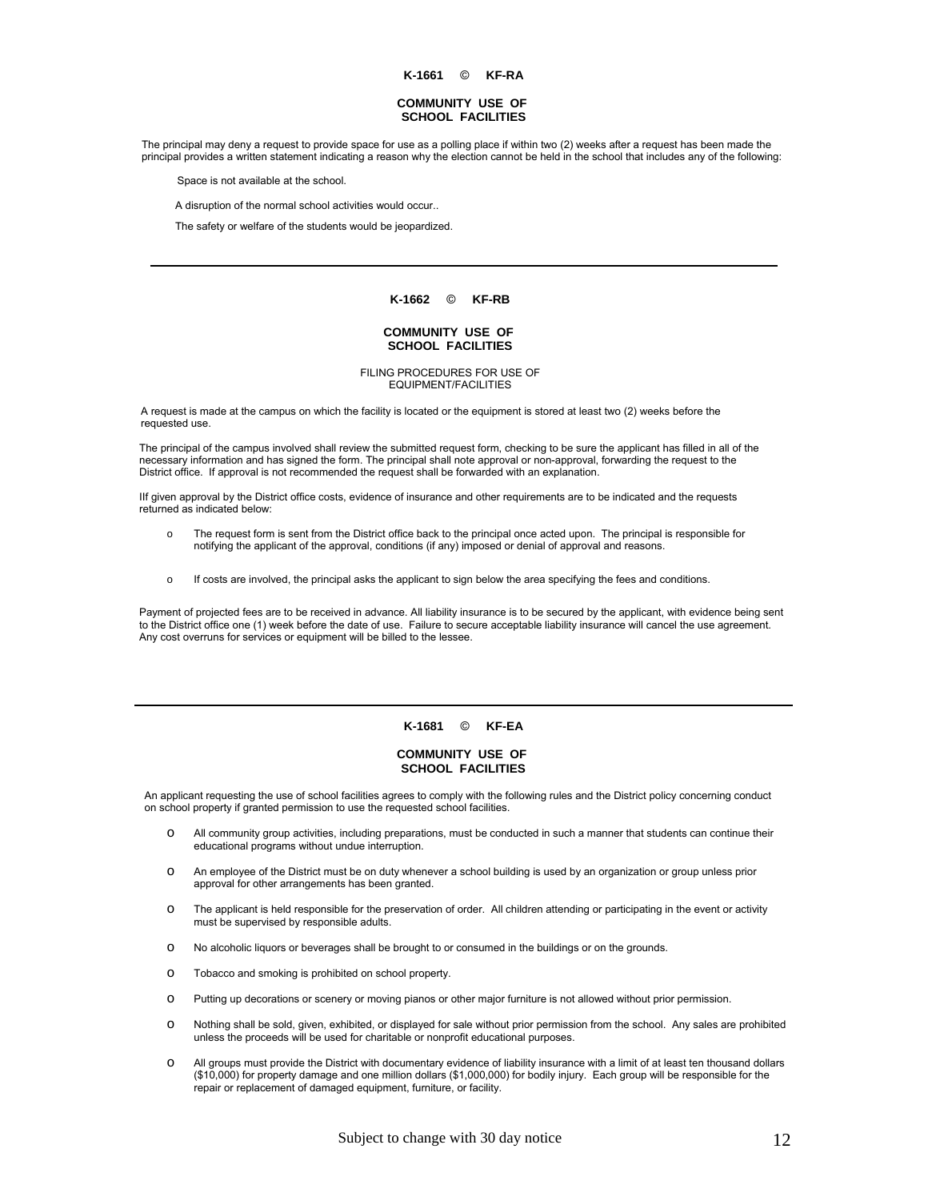**K-1661 © KF-RA**

**COMMUNITY USE OF SCHOOL FACILITIES**

The principal may deny a request to provide space for use as a polling place if within two (2) weeks after a request has been made the principal provides a written statement indicating a reason why the election cannot be held in the school that includes any of the following:

Space is not available at the school.

A disruption of the normal school activities would occur..

The safety or welfare of the students would be jeopardized.

---

**K-1662 © KF-RB**

**COMMUNITY USE OF SCHOOL FACILITIES**

FILING PROCEDURES FOR USE OF EQUIPMENT/FACILITIES

A request is made at the campus on which the facility is located or the equipment is stored at least two (2) weeks before the requested use.

The principal of the campus involved shall review the submitted request form, checking to be sure the applicant has filled in all of the necessary information and has signed the form. The principal shall note approval or non-approval, forwarding the request to the District office. If approval is not recommended the request shall be forwarded with an explanation.

IIf given approval by the District office costs, evidence of insurance and other requirements are to be indicated and the requests returned as indicated below:

- The request form is sent from the District office back to the principal once acted upon. The principal is responsible for notifying the applicant of the approval, conditions (if any) imposed or denial of approval and reasons.
- If costs are involved, the principal asks the applicant to sign below the area specifying the fees and conditions.

Payment of projected fees are to be received in advance. All liability insurance is to be secured by the applicant, with evidence being sent to the District office one (1) week before the date of use. Failure to secure acceptable liability insurance will cancel the use agreement. Any cost overruns for services or equipment will be billed to the lessee.

---

**K-1681 © KF-EA**

**COMMUNITY USE OF SCHOOL FACILITIES**

An applicant requesting the use of school facilities agrees to comply with the following rules and the District policy concerning conduct on school property if granted permission to use the requested school facilities.

- All community group activities, including preparations, must be conducted in such a manner that students can continue their educational programs without undue interruption.
- An employee of the District must be on duty whenever a school building is used by an organization or group unless prior approval for other arrangements has been granted.
- The applicant is held responsible for the preservation of order. All children attending or participating in the event or activity must be supervised by responsible adults.
- No alcoholic liquors or beverages shall be brought to or consumed in the buildings or on the grounds.
- Tobacco and smoking is prohibited on school property.
- Putting up decorations or scenery or moving pianos or other major furniture is not allowed without prior permission.
- Nothing shall be sold, given, exhibited, or displayed for sale without prior permission from the school. Any sales are prohibited unless the proceeds will be used for charitable or nonprofit educational purposes.
- All groups must provide the District with documentary evidence of liability insurance with a limit of at least ten thousand dollars ($10,000) for property damage and one million dollars ($1,000,000) for bodily injury. Each group will be responsible for the repair or replacement of damaged equipment, furniture, or facility.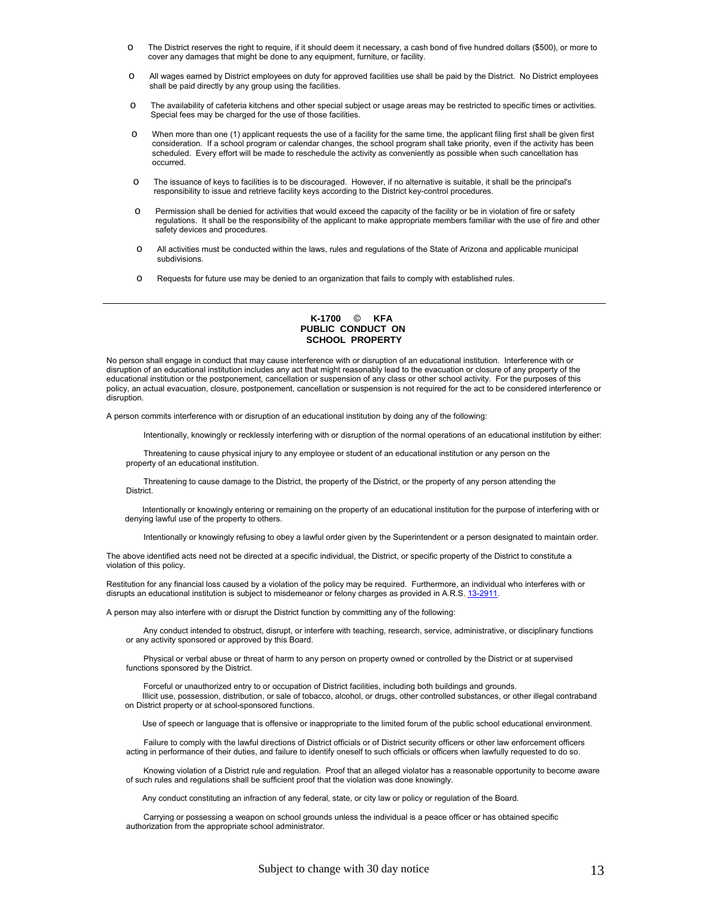- The District reserves the right to require, if it should deem it necessary, a cash bond of five hundred dollars ($500), or more to cover any damages that might be done to any equipment, furniture, or facility.
- All wages earned by District employees on duty for approved facilities use shall be paid by the District. No District employees shall be paid directly by any group using the facilities.
- The availability of cafeteria kitchens and other special subject or usage areas may be restricted to specific times or activities. Special fees may be charged for the use of those facilities.
- When more than one (1) applicant requests the use of a facility for the same time, the applicant filing first shall be given first consideration. If a school program or calendar changes, the school program shall take priority, even if the activity has been scheduled. Every effort will be made to reschedule the activity as conveniently as possible when such cancellation has occurred.
- The issuance of keys to facilities is to be discouraged. However, if no alternative is suitable, it shall be the principal's responsibility to issue and retrieve facility keys according to the District key-control procedures.
- Permission shall be denied for activities that would exceed the capacity of the facility or be in violation of fire or safety regulations. It shall be the responsibility of the applicant to make appropriate members familiar with the use of fire and other safety devices and procedures.
- All activities must be conducted within the laws, rules and regulations of the State of Arizona and applicable municipal subdivisions.
- Requests for future use may be denied to an organization that fails to comply with established rules.

---

**K-1700 © KFA**
**PUBLIC CONDUCT ON SCHOOL PROPERTY**

No person shall engage in conduct that may cause interference with or disruption of an educational institution. Interference with or disruption of an educational institution includes any act that might reasonably lead to the evacuation or closure of any property of the educational institution or the postponement, cancellation or suspension of any class or other school activity. For the purposes of this policy, an actual evacuation, closure, postponement, cancellation or suspension is not required for the act to be considered interference or disruption.

A person commits interference with or disruption of an educational institution by doing any of the following:

Intentionally, knowingly or recklessly interfering with or disruption of the normal operations of an educational institution by either:

Threatening to cause physical injury to any employee or student of an educational institution or any person on the property of an educational institution.

Threatening to cause damage to the District, the property of the District, or the property of any person attending the District.

Intentionally or knowingly entering or remaining on the property of an educational institution for the purpose of interfering with or denying lawful use of the property to others.

Intentionally or knowingly refusing to obey a lawful order given by the Superintendent or a person designated to maintain order.

The above identified acts need not be directed at a specific individual, the District, or specific property of the District to constitute a violation of this policy.

Restitution for any financial loss caused by a violation of the policy may be required. Furthermore, an individual who interferes with or disrupts an educational institution is subject to misdemeanor or felony charges as provided in A.R.S. 13-2911.

A person may also interfere with or disrupt the District function by committing any of the following:

Any conduct intended to obstruct, disrupt, or interfere with teaching, research, service, administrative, or disciplinary functions or any activity sponsored or approved by this Board.

Physical or verbal abuse or threat of harm to any person on property owned or controlled by the District or at supervised functions sponsored by the District.

Forceful or unauthorized entry to or occupation of District facilities, including both buildings and grounds.

Illicit use, possession, distribution, or sale of tobacco, alcohol, or drugs, other controlled substances, or other illegal contraband on District property or at school-sponsored functions.

Use of speech or language that is offensive or inappropriate to the limited forum of the public school educational environment.

Failure to comply with the lawful directions of District officials or of District security officers or other law enforcement officers acting in performance of their duties, and failure to identify oneself to such officials or officers when lawfully requested to do so.

Knowing violation of a District rule and regulation. Proof that an alleged violator has a reasonable opportunity to become aware of such rules and regulations shall be sufficient proof that the violation was done knowingly.

Any conduct constituting an infraction of any federal, state, or city law or policy or regulation of the Board.

Carrying or possessing a weapon on school grounds unless the individual is a peace officer or has obtained specific authorization from the appropriate school administrator.

Subject to change with 30 day notice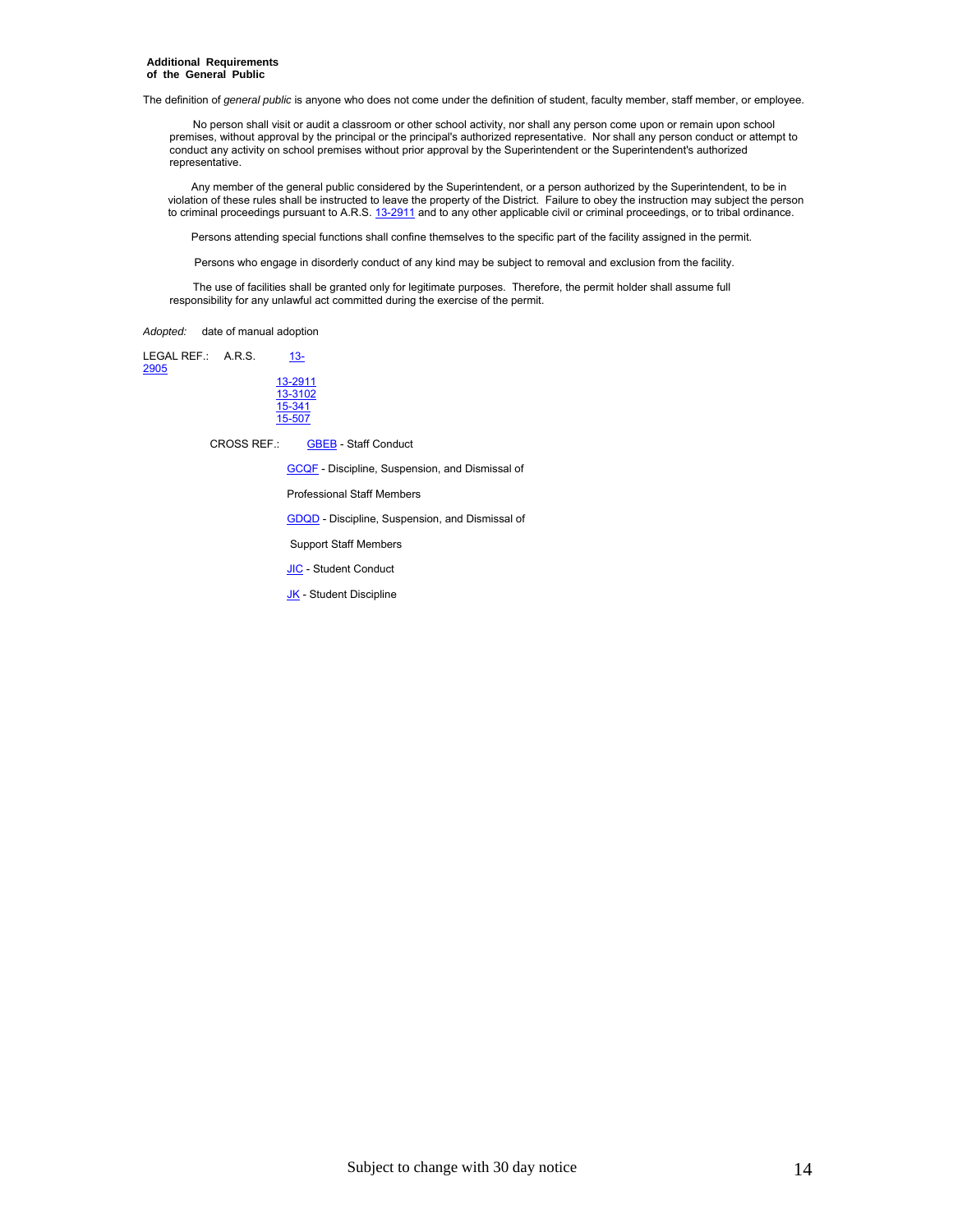**Additional Requirements of the General Public**

The definition of *general public* is anyone who does not come under the definition of student, faculty member, staff member, or employee.

No person shall visit or audit a classroom or other school activity, nor shall any person come upon or remain upon school premises, without approval by the principal or the principal's authorized representative. Nor shall any person conduct or attempt to conduct any activity on school premises without prior approval by the Superintendent or the Superintendent's authorized representative.

Any member of the general public considered by the Superintendent, or a person authorized by the Superintendent, to be in violation of these rules shall be instructed to leave the property of the District. Failure to obey the instruction may subject the person to criminal proceedings pursuant to A.R.S. 13-2911 and to any other applicable civil or criminal proceedings, or to tribal ordinance.

Persons attending special functions shall confine themselves to the specific part of the facility assigned in the permit.

Persons who engage in disorderly conduct of any kind may be subject to removal and exclusion from the facility.

The use of facilities shall be granted only for legitimate purposes. Therefore, the permit holder shall assume full responsibility for any unlawful act committed during the exercise of the permit.

*Adopted:* date of manual adoption

LEGAL REF.: A.R.S. 13-2905
13-2911
13-3102
15-341
15-507

CROSS REF.: GBEB - Staff Conduct
GCQF - Discipline, Suspension, and Dismissal of Professional Staff Members
GDQD - Discipline, Suspension, and Dismissal of Support Staff Members
JIC - Student Conduct
JK - Student Discipline

Subject to change with 30 day notice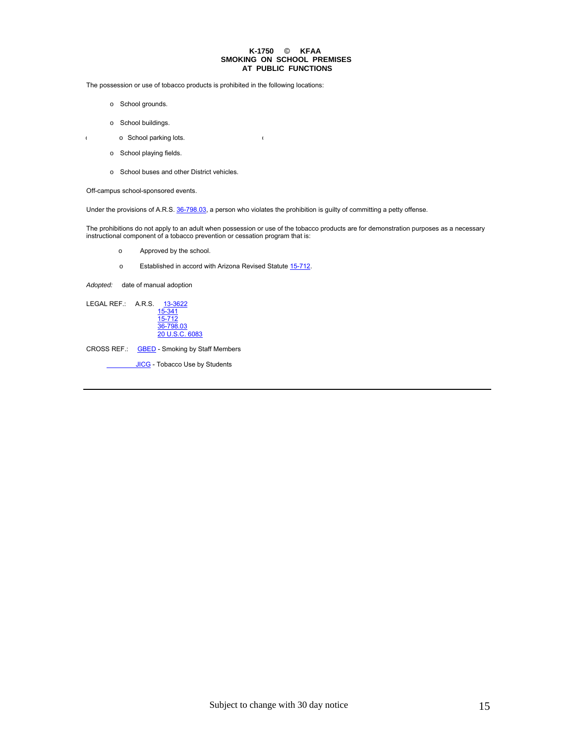**K-1750 © KFAA**
**SMOKING ON SCHOOL PREMISES**
**AT PUBLIC FUNCTIONS**

The possession or use of tobacco products is prohibited in the following locations:

- School grounds.
- School buildings.
- School parking lots.
- School playing fields.
- School buses and other District vehicles.

Off-campus school-sponsored events.

Under the provisions of A.R.S. 36-798.03, a person who violates the prohibition is guilty of committing a petty offense.

The prohibitions do not apply to an adult when possession or use of the tobacco products are for demonstration purposes as a necessary instructional component of a tobacco prevention or cessation program that is:

- Approved by the school.
- Established in accord with Arizona Revised Statute 15-712.

*Adopted:* date of manual adoption

LEGAL REF.: A.R.S. 13-3622
15-341
15-712
36-798.03
20 U.S.C. 6083

CROSS REF.: GBED - Smoking by Staff Members
JICG - Tobacco Use by Students

Subject to change with 30 day notice